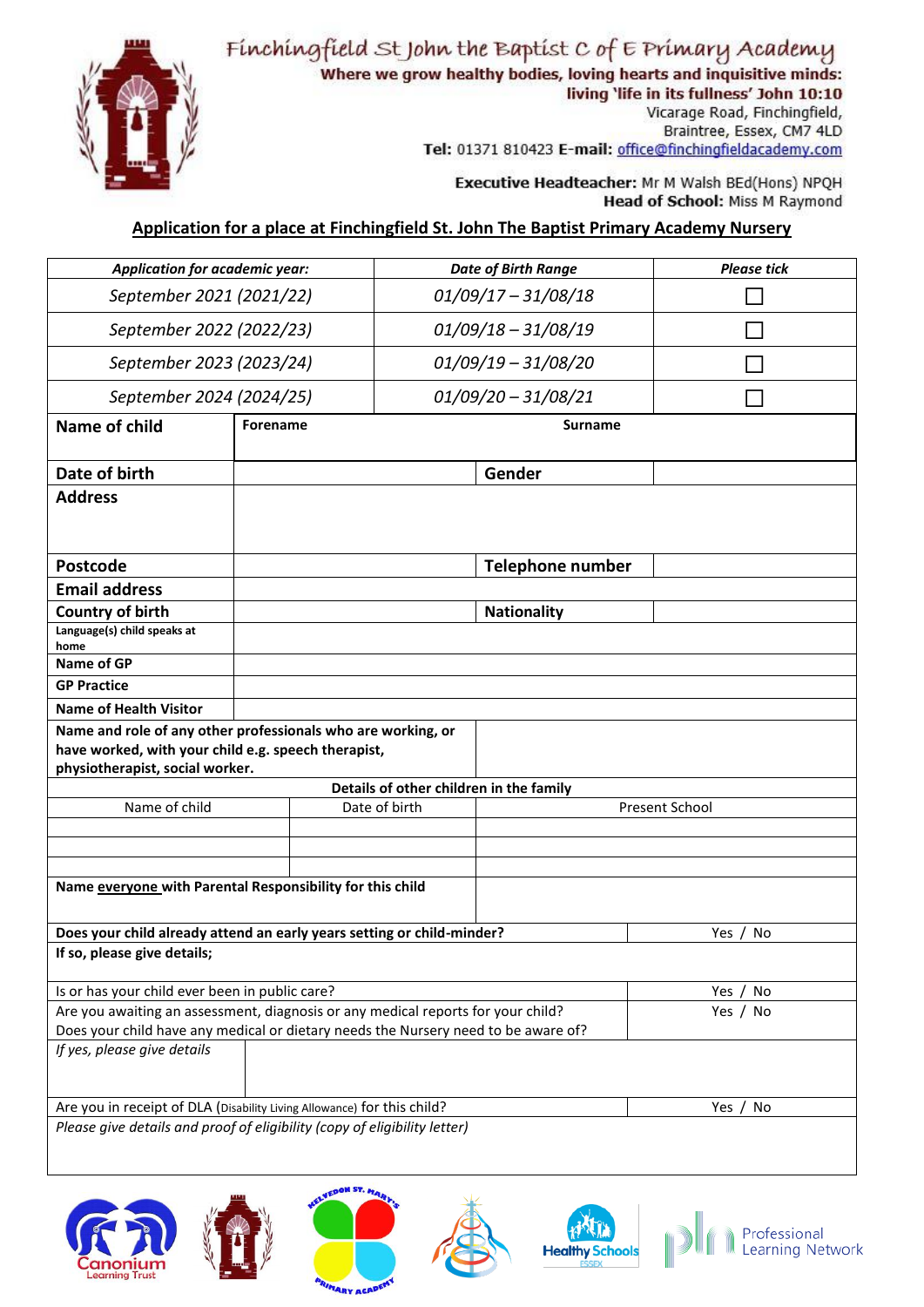# Finchingfield St John the Baptist C of E Primary Academy

**Where we grow healthy bodies, loving hearts and inquisitive minds: living 'life in its fullness' John 10:10**

Vicarage Road, Finchingfield,
Braintree, Essex, CM7 4LD

**Tel:** 01371 810423 **E-mail:** office@finchingfieldacademy.com

**Executive Headteacher:** Mr M Walsh BEd(Hons) NPQH
**Head of School:** Miss M Raymond

## Application for a place at Finchingfield St. John The Baptist Primary Academy Nursery

| *Application for academic year:* | *Date of Birth Range* | *Please tick* |
|---|---|---|
| *September 2021 (2021/22)* | *01/09/17 – 31/08/18* | ☐ |
| *September 2022 (2022/23)* | *01/09/18 – 31/08/19* | ☐ |
| *September 2023 (2023/24)* | *01/09/19 – 31/08/20* | ☐ |
| *September 2024 (2024/25)* | *01/09/20 – 31/08/21* | ☐ |

| | | | |
|---|---|---|---|
| **Name of child** | **Forename** | **Surname** | |
| **Date of birth** | | **Gender** | |
| **Address** | | | |
| **Postcode** | | **Telephone number** | |
| **Email address** | | | |
| **Country of birth** | | **Nationality** | |
| **Language(s) child speaks at home** | | | |
| **Name of GP** | | | |
| **GP Practice** | | | |
| **Name of Health Visitor** | | | |
| **Name and role of any other professionals who are working, or have worked, with your child e.g. speech therapist, physiotherapist, social worker.** | | | |

**Details of other children in the family**

| Name of child | Date of birth | Present School |
|---|---|---|
| | | |
| | | |
| | | |

| | |
|---|---|
| **Name everyone with Parental Responsibility for this child** | |
| **Does your child already attend an early years setting or child-minder?** | Yes / No |
| **If so, please give details;** | |
| Is or has your child ever been in public care? | Yes / No |
| Are you awaiting an assessment, diagnosis or any medical reports for your child? Does your child have any medical or dietary needs the Nursery need to be aware of? | Yes / No |
| *If yes, please give details* | |
| Are you in receipt of DLA (Disability Living Allowance) for this child? | Yes / No |
| *Please give details and proof of eligibility (copy of eligibility letter)* | |

Canonium Learning Trust · Healthy Schools Essex · Professional Learning Network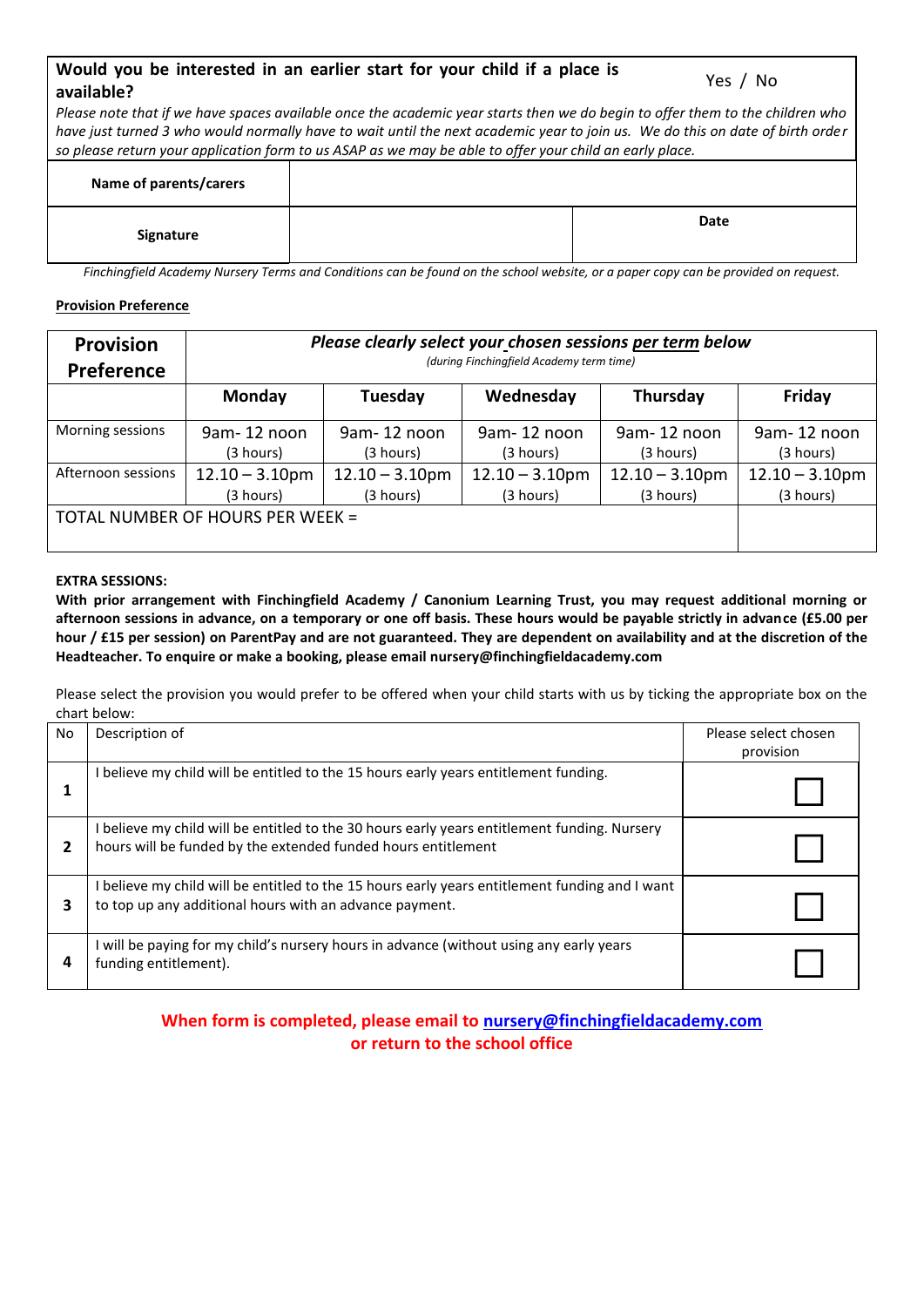| **Would you be interested in an earlier start for your child if a place is available?** | | Yes / No |
|---|---|---|
| *Please note that if we have spaces available once the academic year starts then we do begin to offer them to the children who have just turned 3 who would normally have to wait until the next academic year to join us. We do this on date of birth order so please return your application form to us ASAP as we may be able to offer your child an early place.* | | |
| **Name of parents/carers** | | |
| **Signature** | | **Date** |

*Finchingfield Academy Nursery Terms and Conditions can be found on the school website, or a paper copy can be provided on request.*

**Provision Preference**

| **Provision Preference** | ***Please clearly select your chosen sessions per term below*** *(during Finchingfield Academy term time)* | | | | |
|---|---|---|---|---|---|
| | **Monday** | **Tuesday** | **Wednesday** | **Thursday** | **Friday** |
| Morning sessions | 9am- 12 noon (3 hours) | 9am- 12 noon (3 hours) | 9am- 12 noon (3 hours) | 9am- 12 noon (3 hours) | 9am- 12 noon (3 hours) |
| Afternoon sessions | 12.10 – 3.10pm (3 hours) | 12.10 – 3.10pm (3 hours) | 12.10 – 3.10pm (3 hours) | 12.10 – 3.10pm (3 hours) | 12.10 – 3.10pm (3 hours) |
| TOTAL NUMBER OF HOURS PER WEEK = | | | | | |

**EXTRA SESSIONS:**

**With prior arrangement with Finchingfield Academy / Canonium Learning Trust, you may request additional morning or afternoon sessions in advance, on a temporary or one off basis. These hours would be payable strictly in advance (£5.00 per hour / £15 per session) on ParentPay and are not guaranteed. They are dependent on availability and at the discretion of the Headteacher. To enquire or make a booking, please email nursery@finchingfieldacademy.com**

Please select the provision you would prefer to be offered when your child starts with us by ticking the appropriate box on the chart below:

| No | Description of | Please select chosen provision |
|---|---|---|
| **1** | I believe my child will be entitled to the 15 hours early years entitlement funding. | ☐ |
| **2** | I believe my child will be entitled to the 30 hours early years entitlement funding. Nursery hours will be funded by the extended funded hours entitlement | ☐ |
| **3** | I believe my child will be entitled to the 15 hours early years entitlement funding and I want to top up any additional hours with an advance payment. | ☐ |
| **4** | I will be paying for my child's nursery hours in advance (without using any early years funding entitlement). | ☐ |

**When form is completed, please email to nursery@finchingfieldacademy.com or return to the school office**